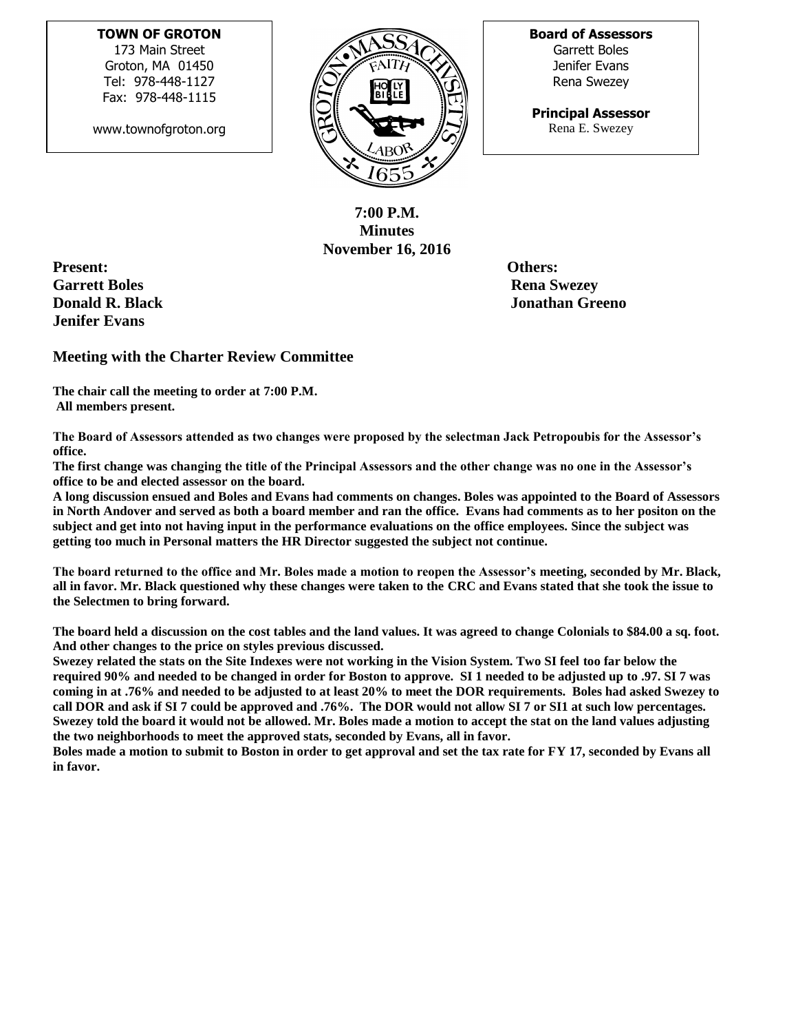**TOWN OF GROTON**
173 Main Street
Groton, MA 01450
Tel: 978-448-1127
Fax: 978-448-1115

www.townofgroton.org

**Board of Assessors**
Garrett Boles
Jenifer Evans
Rena Swezey

**Principal Assessor**
Rena E. Swezey

**7:00 P.M.**
**Minutes**
**November 16, 2016**

**Present:**
**Garrett Boles**
**Donald R. Black**
**Jenifer Evans**

**Others:**
**Rena Swezey**
**Jonathan Greeno**

## Meeting with the Charter Review Committee

**The chair call the meeting to order at 7:00 P.M.**
**All members present.**

**The Board of Assessors attended as two changes were proposed by the selectman Jack Petropoubis for the Assessor's office.**
**The first change was changing the title of the Principal Assessors and the other change was no one in the Assessor's office to be and elected assessor on the board.**
**A long discussion ensued and Boles and Evans had comments on changes. Boles was appointed to the Board of Assessors in North Andover and served as both a board member and ran the office. Evans had comments as to her positon on the subject and get into not having input in the performance evaluations on the office employees. Since the subject was getting too much in Personal matters the HR Director suggested the subject not continue.**

**The board returned to the office and Mr. Boles made a motion to reopen the Assessor's meeting, seconded by Mr. Black, all in favor. Mr. Black questioned why these changes were taken to the CRC and Evans stated that she took the issue to the Selectmen to bring forward.**

**The board held a discussion on the cost tables and the land values. It was agreed to change Colonials to $84.00 a sq. foot. And other changes to the price on styles previous discussed.**
**Swezey related the stats on the Site Indexes were not working in the Vision System. Two SI feel too far below the required 90% and needed to be changed in order for Boston to approve. SI 1 needed to be adjusted up to .97. SI 7 was coming in at .76% and needed to be adjusted to at least 20% to meet the DOR requirements. Boles had asked Swezey to call DOR and ask if SI 7 could be approved and .76%. The DOR would not allow SI 7 or SI1 at such low percentages. Swezey told the board it would not be allowed. Mr. Boles made a motion to accept the stat on the land values adjusting the two neighborhoods to meet the approved stats, seconded by Evans, all in favor.**
**Boles made a motion to submit to Boston in order to get approval and set the tax rate for FY 17, seconded by Evans all in favor.**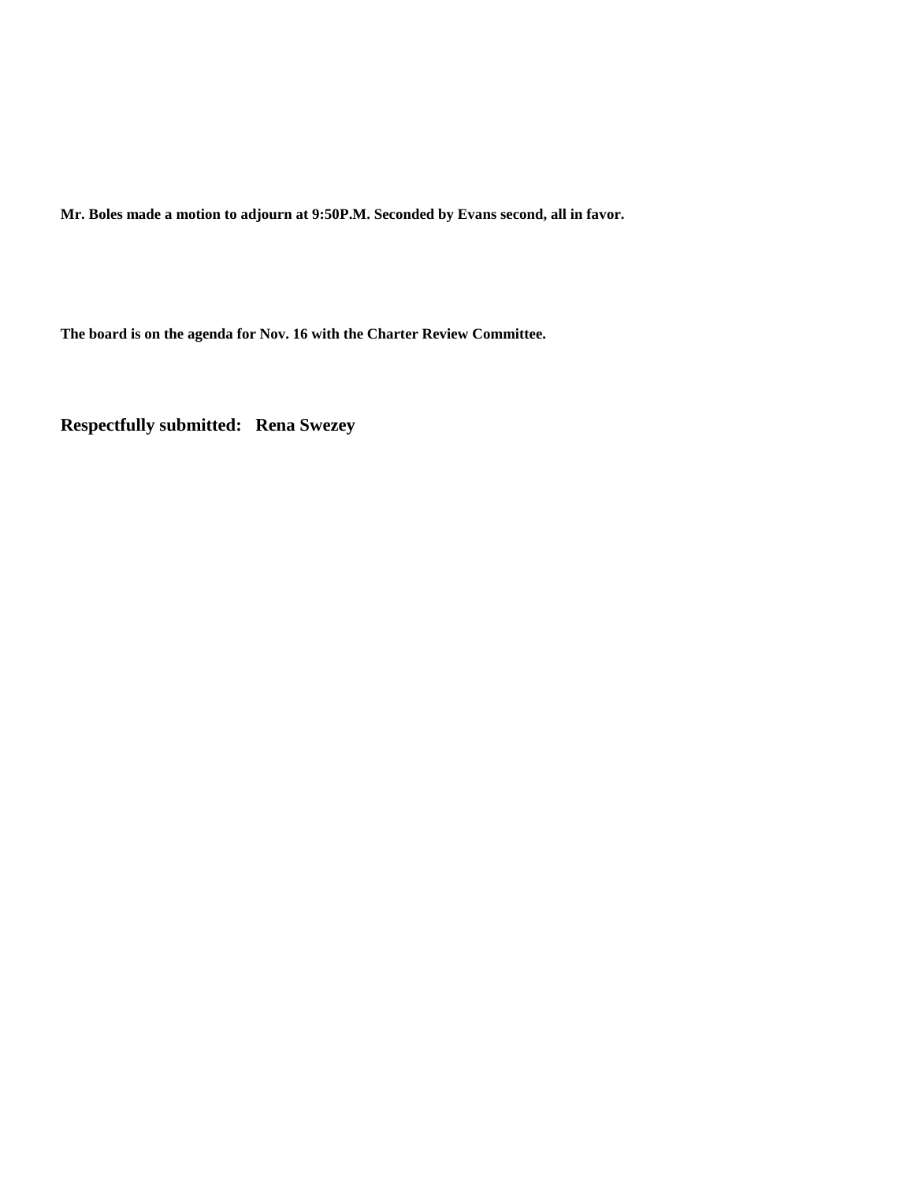**Mr. Boles made a motion to adjourn at 9:50P.M. Seconded by Evans second, all in favor.**

**The board is on the agenda for Nov. 16 with the Charter Review Committee.**

**Respectfully submitted: Rena Swezey**